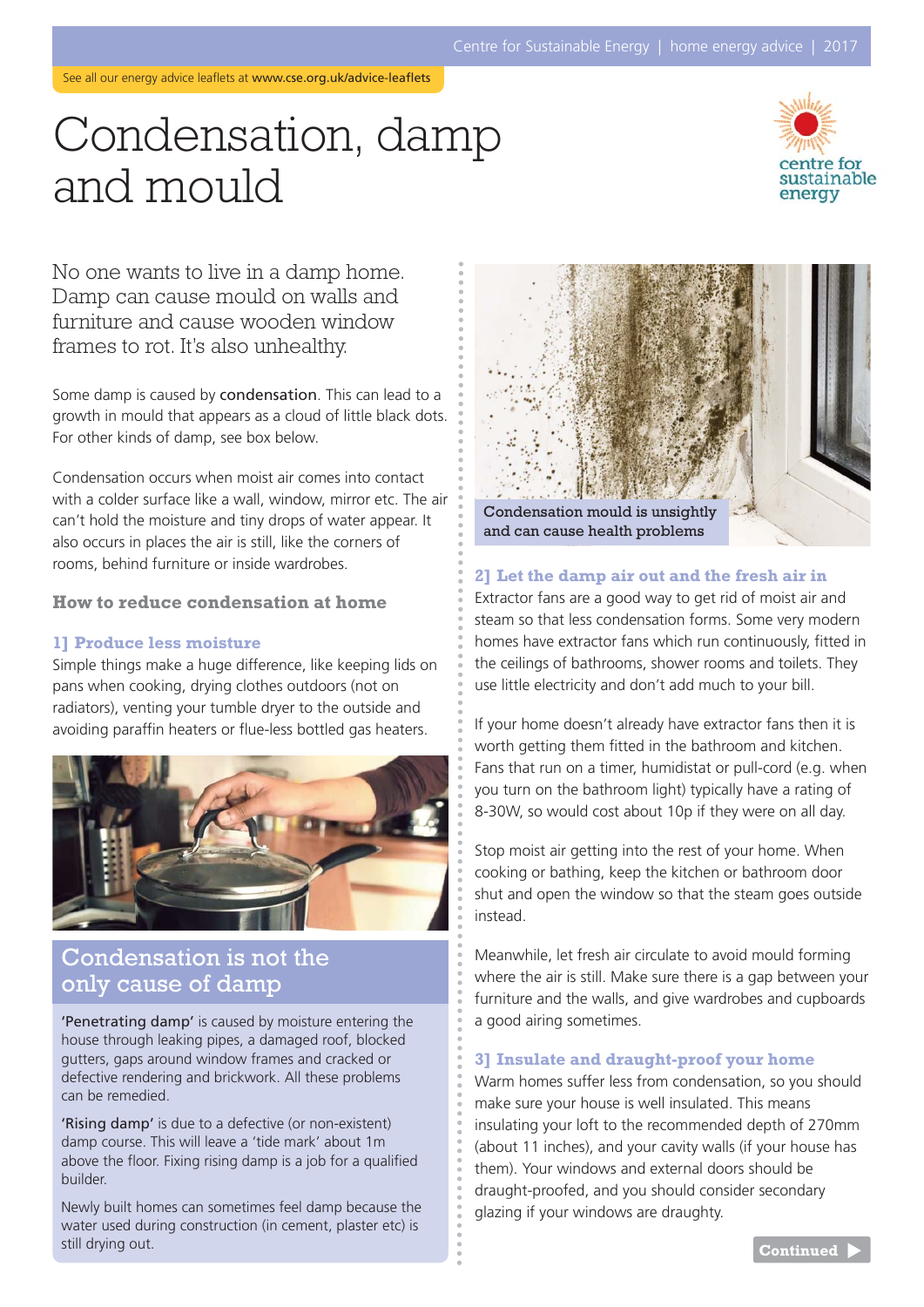See all our energy advice leaflets at **www.cse.org.uk/advice-leaflets**

# Condensation, damp and mould

No one wants to live in a damp home. Damp can cause mould on walls and furniture and cause wooden window frames to rot. It's also unhealthy.

Some damp is caused by **condensation**. This can lead to a growth in mould that appears as a cloud of little black dots. For other kinds of damp, see box below.

Condensation occurs when moist air comes into contact with a colder surface like a wall, window, mirror etc. The air can't hold the moisture and tiny drops of water appear. It also occurs in places the air is still, like the corners of rooms, behind furniture or inside wardrobes.

## How to reduce condensation at home

### 1] Produce less moisture

Simple things make a huge difference, like keeping lids on pans when cooking, drying clothes outdoors (not on radiators), venting your tumble dryer to the outside and avoiding paraffin heaters or flue-less bottled gas heaters.

## Condensation is not the only cause of damp

**'Penetrating damp'** is caused by moisture entering the house through leaking pipes, a damaged roof, blocked gutters, gaps around window frames and cracked or defective rendering and brickwork. All these problems can be remedied.

**'Rising damp'** is due to a defective (or non-existent) damp course. This will leave a 'tide mark' about 1m above the floor. Fixing rising damp is a job for a qualified builder.

Newly built homes can sometimes feel damp because the water used during construction (in cement, plaster etc) is still drying out.

Condensation mould is unsightly and can cause health problems

### 2] Let the damp air out and the fresh air in

Extractor fans are a good way to get rid of moist air and steam so that less condensation forms. Some very modern homes have extractor fans which run continuously, fitted in the ceilings of bathrooms, shower rooms and toilets. They use little electricity and don't add much to your bill.

If your home doesn't already have extractor fans then it is worth getting them fitted in the bathroom and kitchen. Fans that run on a timer, humidistat or pull-cord (e.g. when you turn on the bathroom light) typically have a rating of 8-30W, so would cost about 10p if they were on all day.

Stop moist air getting into the rest of your home. When cooking or bathing, keep the kitchen or bathroom door shut and open the window so that the steam goes outside instead.

Meanwhile, let fresh air circulate to avoid mould forming where the air is still. Make sure there is a gap between your furniture and the walls, and give wardrobes and cupboards a good airing sometimes.

### 3] Insulate and draught-proof your home

Warm homes suffer less from condensation, so you should make sure your house is well insulated. This means insulating your loft to the recommended depth of 270mm (about 11 inches), and your cavity walls (if your house has them). Your windows and external doors should be draught-proofed, and you should consider secondary glazing if your windows are draughty.

Continued ▶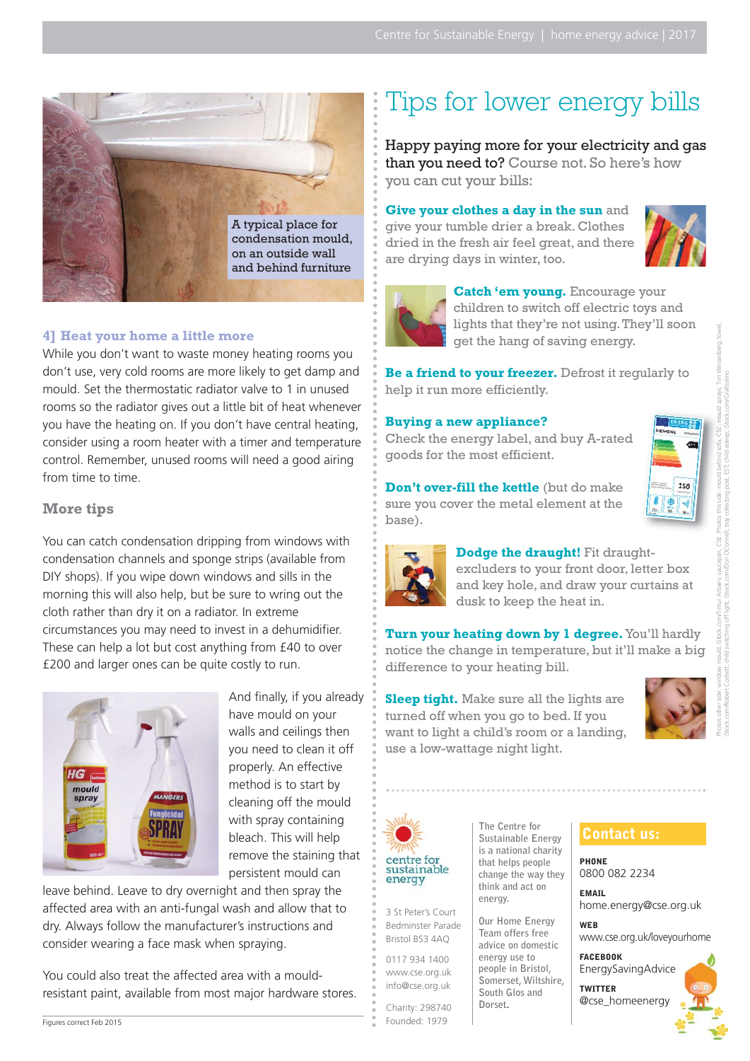A typical place for condensation mould, on an outside wall and behind furniture

### 4] Heat your home a little more

While you don't want to waste money heating rooms you don't use, very cold rooms are more likely to get damp and mould. Set the thermostatic radiator valve to 1 in unused rooms so the radiator gives out a little bit of heat whenever you have the heating on. If you don't have central heating, consider using a room heater with a timer and temperature control. Remember, unused rooms will need a good airing from time to time.

### More tips

You can catch condensation dripping from windows with condensation channels and sponge strips (available from DIY shops). If you wipe down windows and sills in the morning this will also help, but be sure to wring out the cloth rather than dry it on a radiator. In extreme circumstances you may need to invest in a dehumidifier. These can help a lot but cost anything from £40 to over £200 and larger ones can be quite costly to run.

And finally, if you already have mould on your walls and ceilings then you need to clean it off properly. An effective method is to start by cleaning off the mould with spray containing bleach. This will help remove the staining that persistent mould can leave behind. Leave to dry overnight and then spray the affected area with an anti-fungal wash and allow that to dry. Always follow the manufacturer's instructions and consider wearing a face mask when spraying.

You could also treat the affected area with a mould-resistant paint, available from most major hardware stores.

Figures correct Feb 2015

# Tips for lower energy bills

Happy paying more for your electricity and gas than you need to? Course not. So here's how you can cut your bills:

**Give your clothes a day in the sun** and give your tumble drier a break. Clothes dried in the fresh air feel great, and there are drying days in winter, too.

**Catch 'em young.** Encourage your children to switch off electric toys and lights that they're not using. They'll soon get the hang of saving energy.

**Be a friend to your freezer.** Defrost it regularly to help it run more efficiently.

**Buying a new appliance?** Check the energy label, and buy A-rated goods for the most efficient.

**Don't over-fill the kettle** (but do make sure you cover the metal element at the base).

**Dodge the draught!** Fit draught-excluders to your front door, letter box and key hole, and draw your curtains at dusk to keep the heat in.

**Turn your heating down by 1 degree.** You'll hardly notice the change in temperature, but it'll make a big difference to your heating bill.

**Sleep tight.** Make sure all the lights are turned off when you go to bed. If you want to light a child's room or a landing, use a low-wattage night light.

centre for sustainable energy

3 St Peter's Court
Bedminster Parade
Bristol BS3 4AQ

0117 934 1400
www.cse.org.uk
info@cse.org.uk

Charity: 298740
Founded: 1979

The Centre for Sustainable Energy is a national charity that helps people change the way they think and act on energy.

Our Home Energy Team offers free advice on domestic energy use to people in Bristol, Somerset, Wiltshire, South Glos and Dorset.

## Contact us:

**PHONE**
0800 082 2234

**EMAIL**
home.energy@cse.org.uk

**WEB**
www.cse.org.uk/loveyourhome

**FACEBOOK**
EnergySavingAdvice

**TWITTER**
@cse_homeenergy

Photos other side: window mould, iStock.com/Timur Arbaev; saucepan, CSE. Photos this side: mould behind sofa, CSE; mould sprays, Tim Wesselberg; towel, iStock.com/Robert Corbett; child switching off light, iStock.com/Dori OConnell; boy collecting post, EST; child asleep, iStock.com/Grafissimo